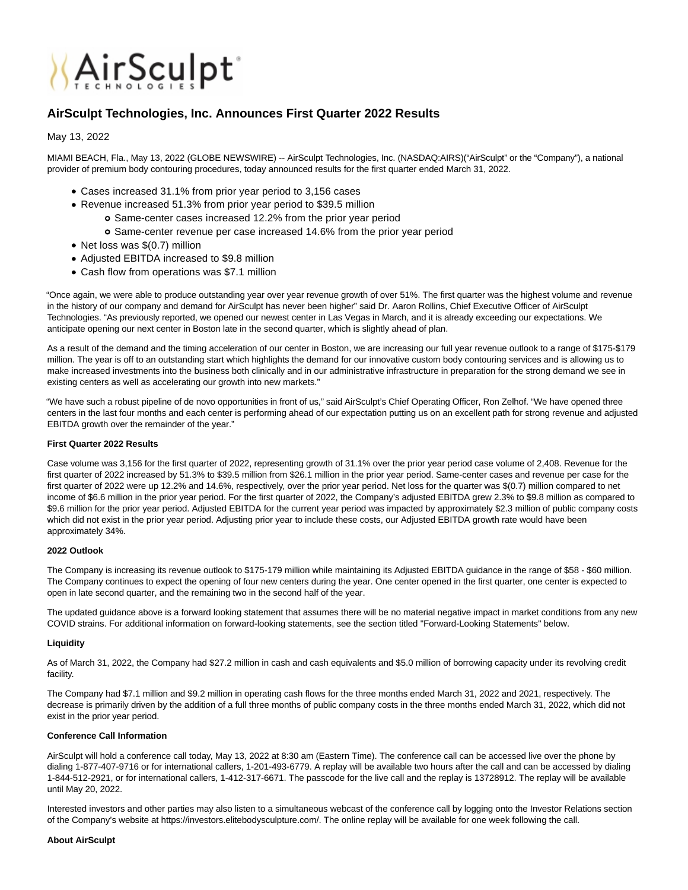AirSculpt TECHNOLOGIES

# AirSculpt Technologies, Inc. Announces First Quarter 2022 Results

May 13, 2022

MIAMI BEACH, Fla., May 13, 2022 (GLOBE NEWSWIRE) -- AirSculpt Technologies, Inc. (NASDAQ:AIRS)("AirSculpt" or the "Company"), a national provider of premium body contouring procedures, today announced results for the first quarter ended March 31, 2022.

- Cases increased 31.1% from prior year period to 3,156 cases
- Revenue increased 51.3% from prior year period to $39.5 million
  - Same-center cases increased 12.2% from the prior year period
  - Same-center revenue per case increased 14.6% from the prior year period
- Net loss was $(0.7) million
- Adjusted EBITDA increased to $9.8 million
- Cash flow from operations was $7.1 million

"Once again, we were able to produce outstanding year over year revenue growth of over 51%. The first quarter was the highest volume and revenue in the history of our company and demand for AirSculpt has never been higher" said Dr. Aaron Rollins, Chief Executive Officer of AirSculpt Technologies. "As previously reported, we opened our newest center in Las Vegas in March, and it is already exceeding our expectations. We anticipate opening our next center in Boston late in the second quarter, which is slightly ahead of plan.

As a result of the demand and the timing acceleration of our center in Boston, we are increasing our full year revenue outlook to a range of $175-$179 million. The year is off to an outstanding start which highlights the demand for our innovative custom body contouring services and is allowing us to make increased investments into the business both clinically and in our administrative infrastructure in preparation for the strong demand we see in existing centers as well as accelerating our growth into new markets."

"We have such a robust pipeline of de novo opportunities in front of us," said AirSculpt's Chief Operating Officer, Ron Zelhof. "We have opened three centers in the last four months and each center is performing ahead of our expectation putting us on an excellent path for strong revenue and adjusted EBITDA growth over the remainder of the year."

**First Quarter 2022 Results**

Case volume was 3,156 for the first quarter of 2022, representing growth of 31.1% over the prior year period case volume of 2,408. Revenue for the first quarter of 2022 increased by 51.3% to $39.5 million from $26.1 million in the prior year period. Same-center cases and revenue per case for the first quarter of 2022 were up 12.2% and 14.6%, respectively, over the prior year period. Net loss for the quarter was $(0.7) million compared to net income of $6.6 million in the prior year period. For the first quarter of 2022, the Company's adjusted EBITDA grew 2.3% to $9.8 million as compared to $9.6 million for the prior year period. Adjusted EBITDA for the current year period was impacted by approximately $2.3 million of public company costs which did not exist in the prior year period. Adjusting prior year to include these costs, our Adjusted EBITDA growth rate would have been approximately 34%.

**2022 Outlook**

The Company is increasing its revenue outlook to $175-179 million while maintaining its Adjusted EBITDA guidance in the range of $58 - $60 million. The Company continues to expect the opening of four new centers during the year. One center opened in the first quarter, one center is expected to open in late second quarter, and the remaining two in the second half of the year.

The updated guidance above is a forward looking statement that assumes there will be no material negative impact in market conditions from any new COVID strains. For additional information on forward-looking statements, see the section titled "Forward-Looking Statements" below.

**Liquidity**

As of March 31, 2022, the Company had $27.2 million in cash and cash equivalents and $5.0 million of borrowing capacity under its revolving credit facility.

The Company had $7.1 million and $9.2 million in operating cash flows for the three months ended March 31, 2022 and 2021, respectively. The decrease is primarily driven by the addition of a full three months of public company costs in the three months ended March 31, 2022, which did not exist in the prior year period.

**Conference Call Information**

AirSculpt will hold a conference call today, May 13, 2022 at 8:30 am (Eastern Time). The conference call can be accessed live over the phone by dialing 1-877-407-9716 or for international callers, 1-201-493-6779. A replay will be available two hours after the call and can be accessed by dialing 1-844-512-2921, or for international callers, 1-412-317-6671. The passcode for the live call and the replay is 13728912. The replay will be available until May 20, 2022.

Interested investors and other parties may also listen to a simultaneous webcast of the conference call by logging onto the Investor Relations section of the Company's website at https://investors.elitebodysculpture.com/. The online replay will be available for one week following the call.

**About AirSculpt**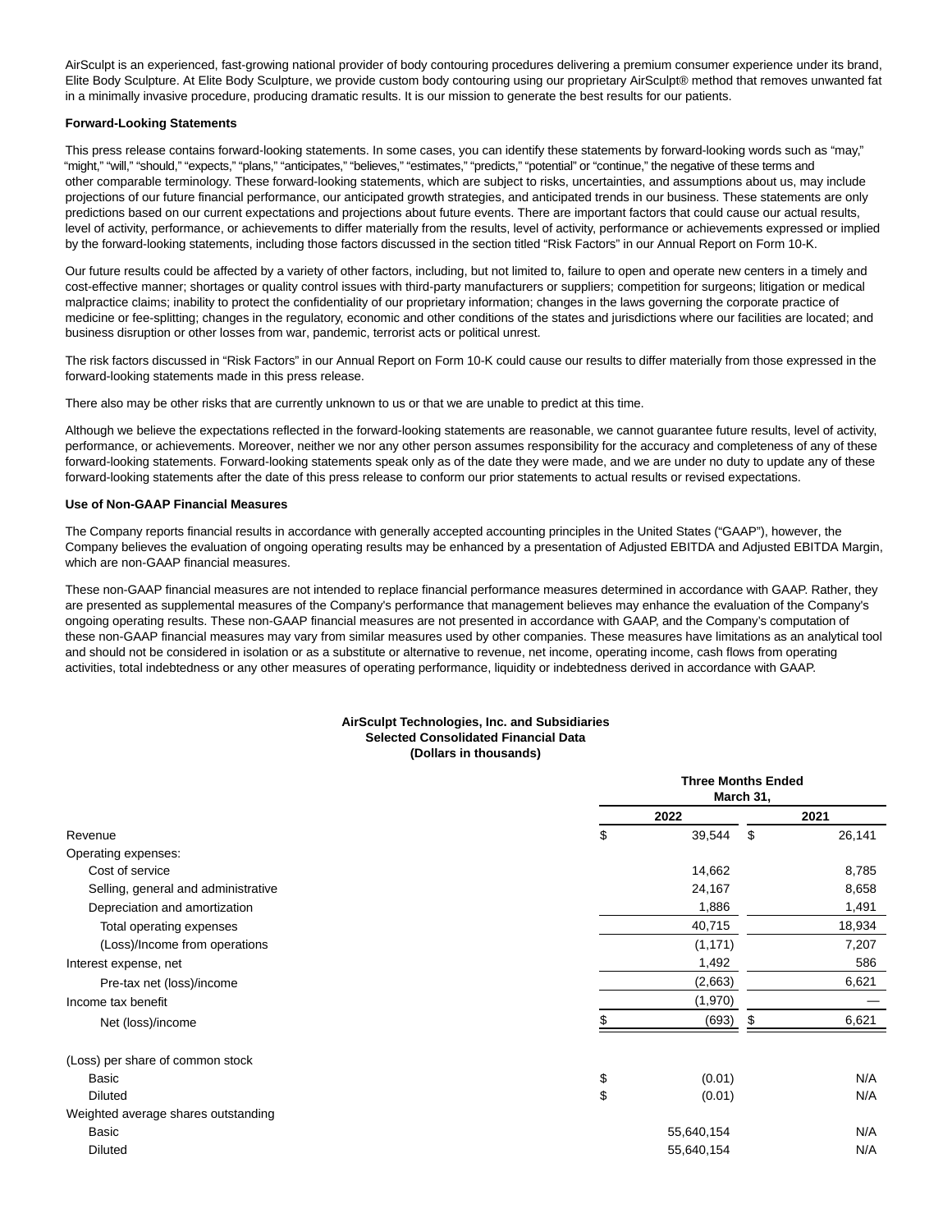AirSculpt is an experienced, fast-growing national provider of body contouring procedures delivering a premium consumer experience under its brand, Elite Body Sculpture. At Elite Body Sculpture, we provide custom body contouring using our proprietary AirSculpt® method that removes unwanted fat in a minimally invasive procedure, producing dramatic results. It is our mission to generate the best results for our patients.

**Forward-Looking Statements**

This press release contains forward-looking statements. In some cases, you can identify these statements by forward-looking words such as "may," "might," "will," "should," "expects," "plans," "anticipates," "believes," "estimates," "predicts," "potential" or "continue," the negative of these terms and other comparable terminology. These forward-looking statements, which are subject to risks, uncertainties, and assumptions about us, may include projections of our future financial performance, our anticipated growth strategies, and anticipated trends in our business. These statements are only predictions based on our current expectations and projections about future events. There are important factors that could cause our actual results, level of activity, performance, or achievements to differ materially from the results, level of activity, performance or achievements expressed or implied by the forward-looking statements, including those factors discussed in the section titled "Risk Factors" in our Annual Report on Form 10-K.

Our future results could be affected by a variety of other factors, including, but not limited to, failure to open and operate new centers in a timely and cost-effective manner; shortages or quality control issues with third-party manufacturers or suppliers; competition for surgeons; litigation or medical malpractice claims; inability to protect the confidentiality of our proprietary information; changes in the laws governing the corporate practice of medicine or fee-splitting; changes in the regulatory, economic and other conditions of the states and jurisdictions where our facilities are located; and business disruption or other losses from war, pandemic, terrorist acts or political unrest.

The risk factors discussed in "Risk Factors" in our Annual Report on Form 10-K could cause our results to differ materially from those expressed in the forward-looking statements made in this press release.

There also may be other risks that are currently unknown to us or that we are unable to predict at this time.

Although we believe the expectations reflected in the forward-looking statements are reasonable, we cannot guarantee future results, level of activity, performance, or achievements. Moreover, neither we nor any other person assumes responsibility for the accuracy and completeness of any of these forward-looking statements. Forward-looking statements speak only as of the date they were made, and we are under no duty to update any of these forward-looking statements after the date of this press release to conform our prior statements to actual results or revised expectations.

**Use of Non-GAAP Financial Measures**

The Company reports financial results in accordance with generally accepted accounting principles in the United States ("GAAP"), however, the Company believes the evaluation of ongoing operating results may be enhanced by a presentation of Adjusted EBITDA and Adjusted EBITDA Margin, which are non-GAAP financial measures.

These non-GAAP financial measures are not intended to replace financial performance measures determined in accordance with GAAP. Rather, they are presented as supplemental measures of the Company's performance that management believes may enhance the evaluation of the Company's ongoing operating results. These non-GAAP financial measures are not presented in accordance with GAAP, and the Company's computation of these non-GAAP financial measures may vary from similar measures used by other companies. These measures have limitations as an analytical tool and should not be considered in isolation or as a substitute or alternative to revenue, net income, operating income, cash flows from operating activities, total indebtedness or any other measures of operating performance, liquidity or indebtedness derived in accordance with GAAP.

**AirSculpt Technologies, Inc. and Subsidiaries**
**Selected Consolidated Financial Data**
**(Dollars in thousands)**

| | Three Months Ended March 31, | |
|---|---|---|
| | **2022** | **2021** |
| Revenue | $ 39,544 | $ 26,141 |
| Operating expenses: | | |
| Cost of service | 14,662 | 8,785 |
| Selling, general and administrative | 24,167 | 8,658 |
| Depreciation and amortization | 1,886 | 1,491 |
| Total operating expenses | 40,715 | 18,934 |
| (Loss)/Income from operations | (1,171) | 7,207 |
| Interest expense, net | 1,492 | 586 |
| Pre-tax net (loss)/income | (2,663) | 6,621 |
| Income tax benefit | (1,970) | — |
| Net (loss)/income | $ (693) | $ 6,621 |
| (Loss) per share of common stock | | |
| Basic | $ (0.01) | N/A |
| Diluted | $ (0.01) | N/A |
| Weighted average shares outstanding | | |
| Basic | 55,640,154 | N/A |
| Diluted | 55,640,154 | N/A |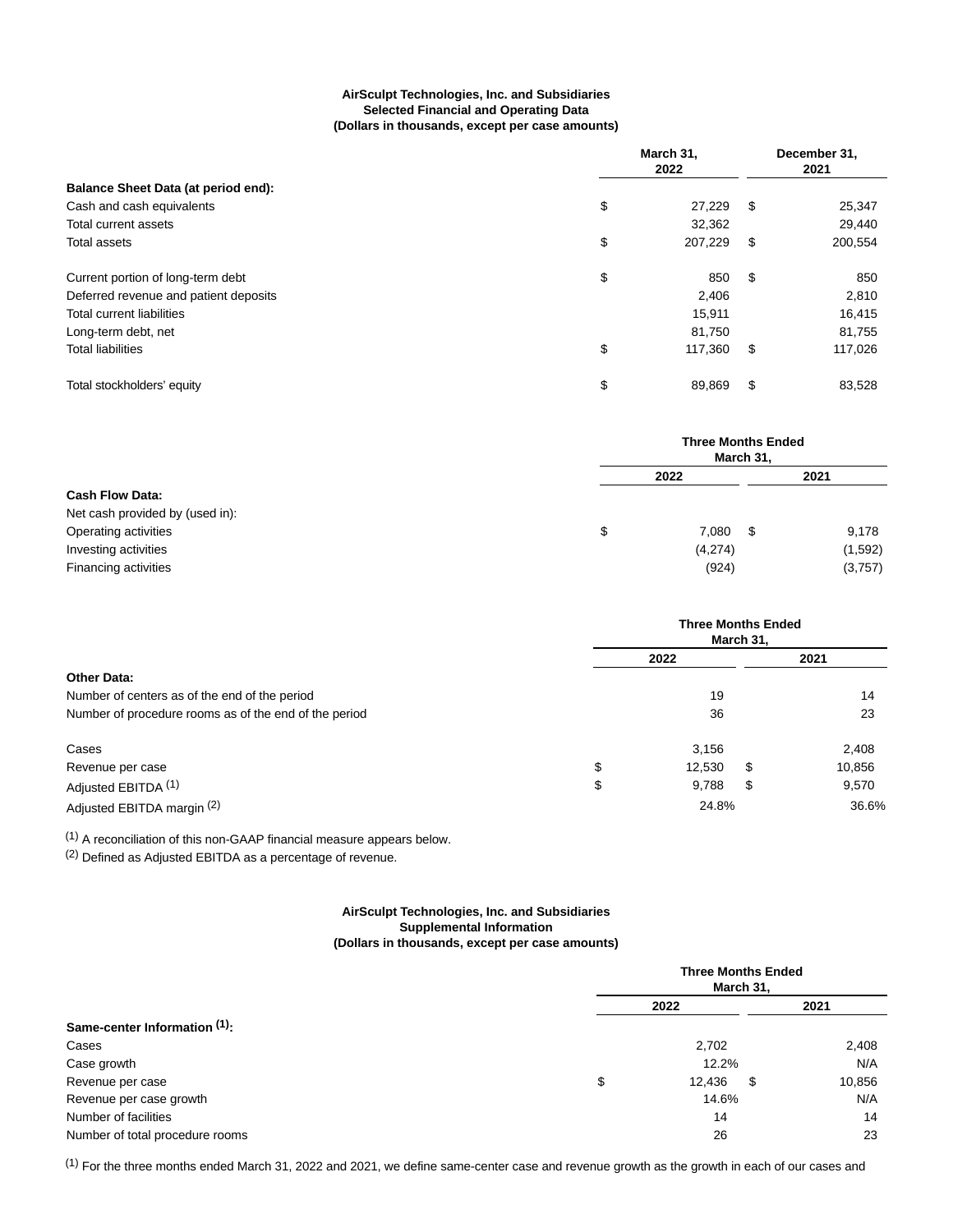**AirSculpt Technologies, Inc. and Subsidiaries**
**Selected Financial and Operating Data**
**(Dollars in thousands, except per case amounts)**

| | March 31, 2022 | December 31, 2021 |
|---|---|---|
| **Balance Sheet Data (at period end):** | | |
| Cash and cash equivalents | $ 27,229 | $ 25,347 |
| Total current assets | 32,362 | 29,440 |
| Total assets | $ 207,229 | $ 200,554 |
| Current portion of long-term debt | $ 850 | $ 850 |
| Deferred revenue and patient deposits | 2,406 | 2,810 |
| Total current liabilities | 15,911 | 16,415 |
| Long-term debt, net | 81,750 | 81,755 |
| Total liabilities | $ 117,360 | $ 117,026 |
| Total stockholders' equity | $ 89,869 | $ 83,528 |

| | Three Months Ended March 31, | |
|---|---|---|
| | 2022 | 2021 |
| **Cash Flow Data:** | | |
| Net cash provided by (used in): | | |
| Operating activities | $ 7,080 | $ 9,178 |
| Investing activities | (4,274) | (1,592) |
| Financing activities | (924) | (3,757) |

| | Three Months Ended March 31, | |
|---|---|---|
| | 2022 | 2021 |
| **Other Data:** | | |
| Number of centers as of the end of the period | 19 | 14 |
| Number of procedure rooms as of the end of the period | 36 | 23 |
| Cases | 3,156 | 2,408 |
| Revenue per case | $ 12,530 | $ 10,856 |
| Adjusted EBITDA [1] | $ 9,788 | $ 9,570 |
| Adjusted EBITDA margin [2] | 24.8% | 36.6% |

[1] A reconciliation of this non-GAAP financial measure appears below.

[2] Defined as Adjusted EBITDA as a percentage of revenue.

**AirSculpt Technologies, Inc. and Subsidiaries**
**Supplemental Information**
**(Dollars in thousands, except per case amounts)**

| | Three Months Ended March 31, | |
|---|---|---|
| | 2022 | 2021 |
| **Same-center Information [1]:** | | |
| Cases | 2,702 | 2,408 |
| Case growth | 12.2% | N/A |
| Revenue per case | $ 12,436 | $ 10,856 |
| Revenue per case growth | 14.6% | N/A |
| Number of facilities | 14 | 14 |
| Number of total procedure rooms | 26 | 23 |

[1] For the three months ended March 31, 2022 and 2021, we define same-center case and revenue growth as the growth in each of our cases and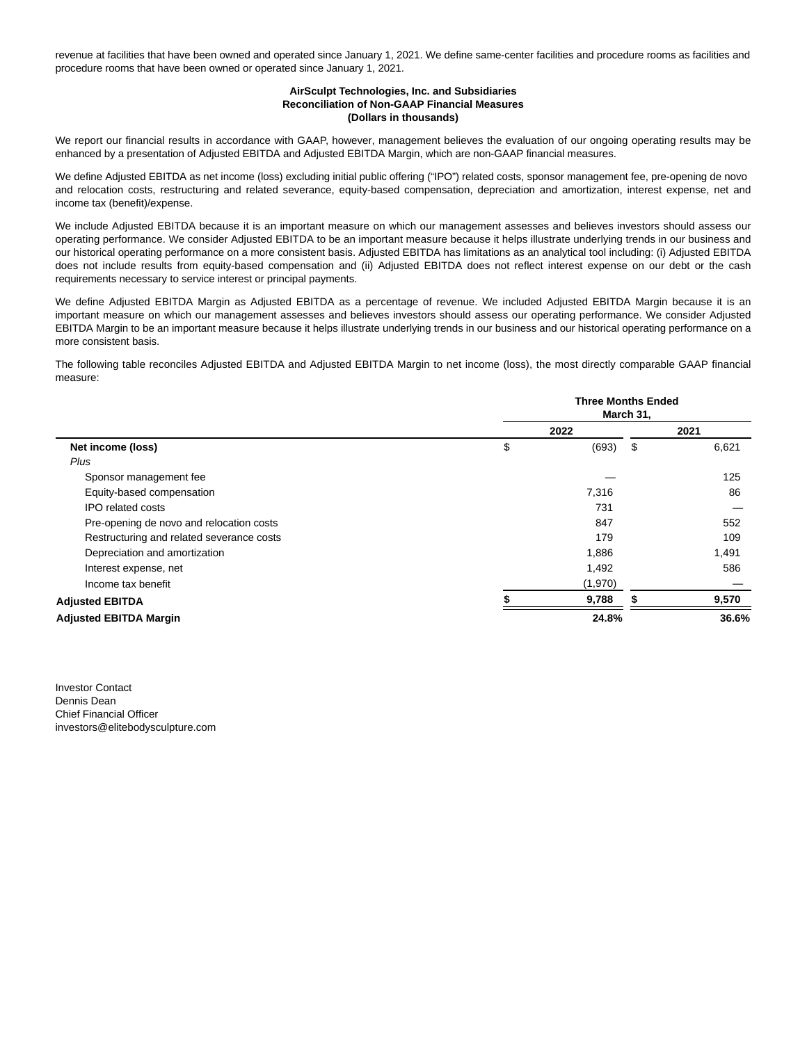revenue at facilities that have been owned and operated since January 1, 2021. We define same-center facilities and procedure rooms as facilities and procedure rooms that have been owned or operated since January 1, 2021.

**AirSculpt Technologies, Inc. and Subsidiaries**
**Reconciliation of Non-GAAP Financial Measures**
**(Dollars in thousands)**

We report our financial results in accordance with GAAP, however, management believes the evaluation of our ongoing operating results may be enhanced by a presentation of Adjusted EBITDA and Adjusted EBITDA Margin, which are non-GAAP financial measures.

We define Adjusted EBITDA as net income (loss) excluding initial public offering ("IPO") related costs, sponsor management fee, pre-opening de novo and relocation costs, restructuring and related severance, equity-based compensation, depreciation and amortization, interest expense, net and income tax (benefit)/expense.

We include Adjusted EBITDA because it is an important measure on which our management assesses and believes investors should assess our operating performance. We consider Adjusted EBITDA to be an important measure because it helps illustrate underlying trends in our business and our historical operating performance on a more consistent basis. Adjusted EBITDA has limitations as an analytical tool including: (i) Adjusted EBITDA does not include results from equity-based compensation and (ii) Adjusted EBITDA does not reflect interest expense on our debt or the cash requirements necessary to service interest or principal payments.

We define Adjusted EBITDA Margin as Adjusted EBITDA as a percentage of revenue. We included Adjusted EBITDA Margin because it is an important measure on which our management assesses and believes investors should assess our operating performance. We consider Adjusted EBITDA Margin to be an important measure because it helps illustrate underlying trends in our business and our historical operating performance on a more consistent basis.

The following table reconciles Adjusted EBITDA and Adjusted EBITDA Margin to net income (loss), the most directly comparable GAAP financial measure:

| | Three Months Ended March 31, | |
|---|---|---|
| | 2022 | 2021 |
| **Net income (loss)** | $ (693) | $ 6,621 |
| *Plus* | | |
| Sponsor management fee | — | 125 |
| Equity-based compensation | 7,316 | 86 |
| IPO related costs | 731 | — |
| Pre-opening de novo and relocation costs | 847 | 552 |
| Restructuring and related severance costs | 179 | 109 |
| Depreciation and amortization | 1,886 | 1,491 |
| Interest expense, net | 1,492 | 586 |
| Income tax benefit | (1,970) | — |
| **Adjusted EBITDA** | **$ 9,788** | **$ 9,570** |
| **Adjusted EBITDA Margin** | **24.8%** | **36.6%** |

Investor Contact
Dennis Dean
Chief Financial Officer
investors@elitebodysculpture.com